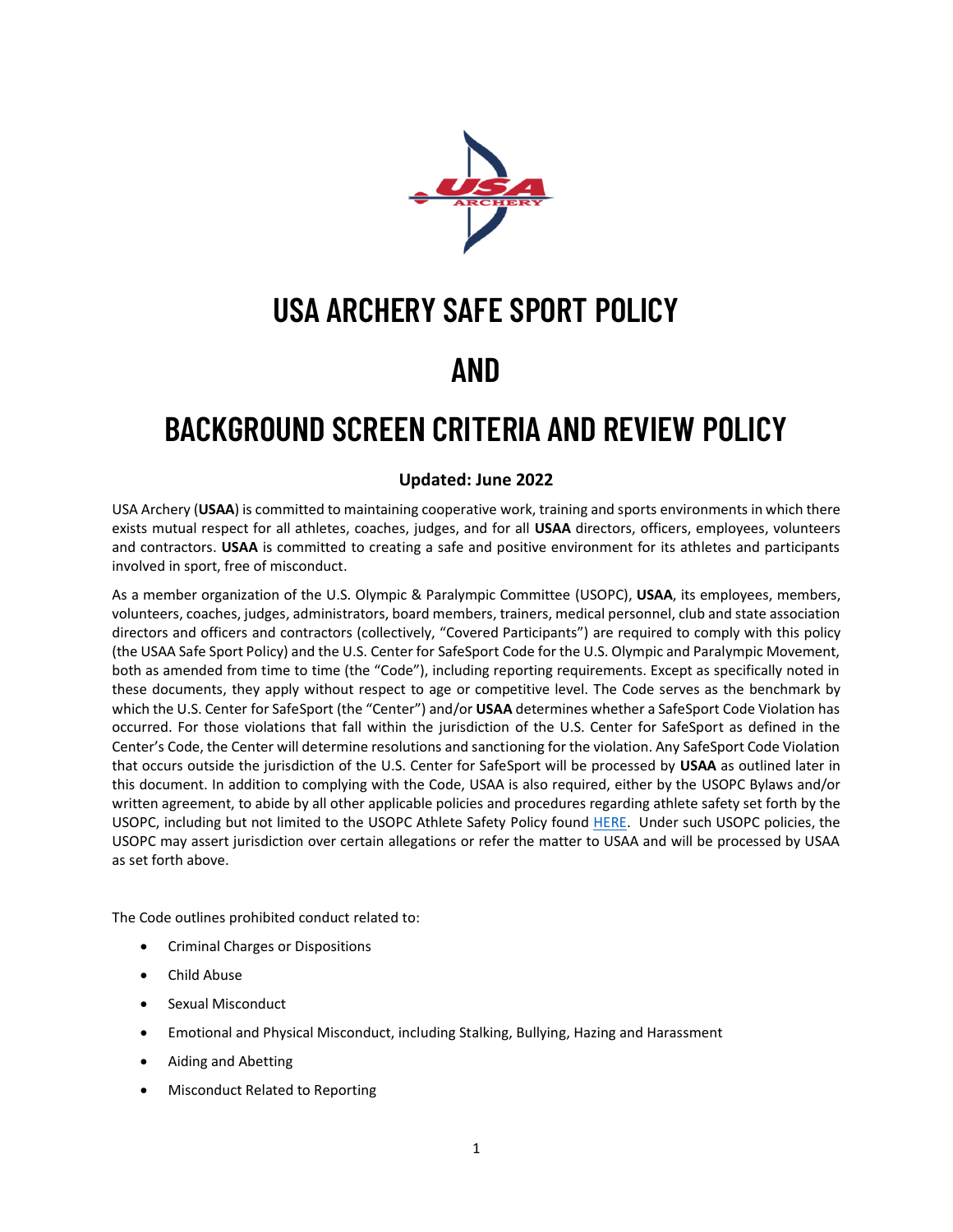# USA ARCHERY SAFE SPORT POLICY

# AND

# BACKGROUND SCREEN CRITERIA AND REVIEW POLICY

**Updated: June 2022**

USA Archery (**USAA**) is committed to maintaining cooperative work, training and sports environments in which there exists mutual respect for all athletes, coaches, judges, and for all **USAA** directors, officers, employees, volunteers and contractors. **USAA** is committed to creating a safe and positive environment for its athletes and participants involved in sport, free of misconduct.

As a member organization of the U.S. Olympic & Paralympic Committee (USOPC), **USAA**, its employees, members, volunteers, coaches, judges, administrators, board members, trainers, medical personnel, club and state association directors and officers and contractors (collectively, "Covered Participants") are required to comply with this policy (the USAA Safe Sport Policy) and the U.S. Center for SafeSport Code for the U.S. Olympic and Paralympic Movement, both as amended from time to time (the "Code"), including reporting requirements. Except as specifically noted in these documents, they apply without respect to age or competitive level. The Code serves as the benchmark by which the U.S. Center for SafeSport (the "Center") and/or **USAA** determines whether a SafeSport Code Violation has occurred. For those violations that fall within the jurisdiction of the U.S. Center for SafeSport as defined in the Center's Code, the Center will determine resolutions and sanctioning for the violation. Any SafeSport Code Violation that occurs outside the jurisdiction of the U.S. Center for SafeSport will be processed by **USAA** as outlined later in this document. In addition to complying with the Code, USAA is also required, either by the USOPC Bylaws and/or written agreement, to abide by all other applicable policies and procedures regarding athlete safety set forth by the USOPC, including but not limited to the USOPC Athlete Safety Policy found HERE. Under such USOPC policies, the USOPC may assert jurisdiction over certain allegations or refer the matter to USAA and will be processed by USAA as set forth above.

The Code outlines prohibited conduct related to:

- Criminal Charges or Dispositions
- Child Abuse
- Sexual Misconduct
- Emotional and Physical Misconduct, including Stalking, Bullying, Hazing and Harassment
- Aiding and Abetting
- Misconduct Related to Reporting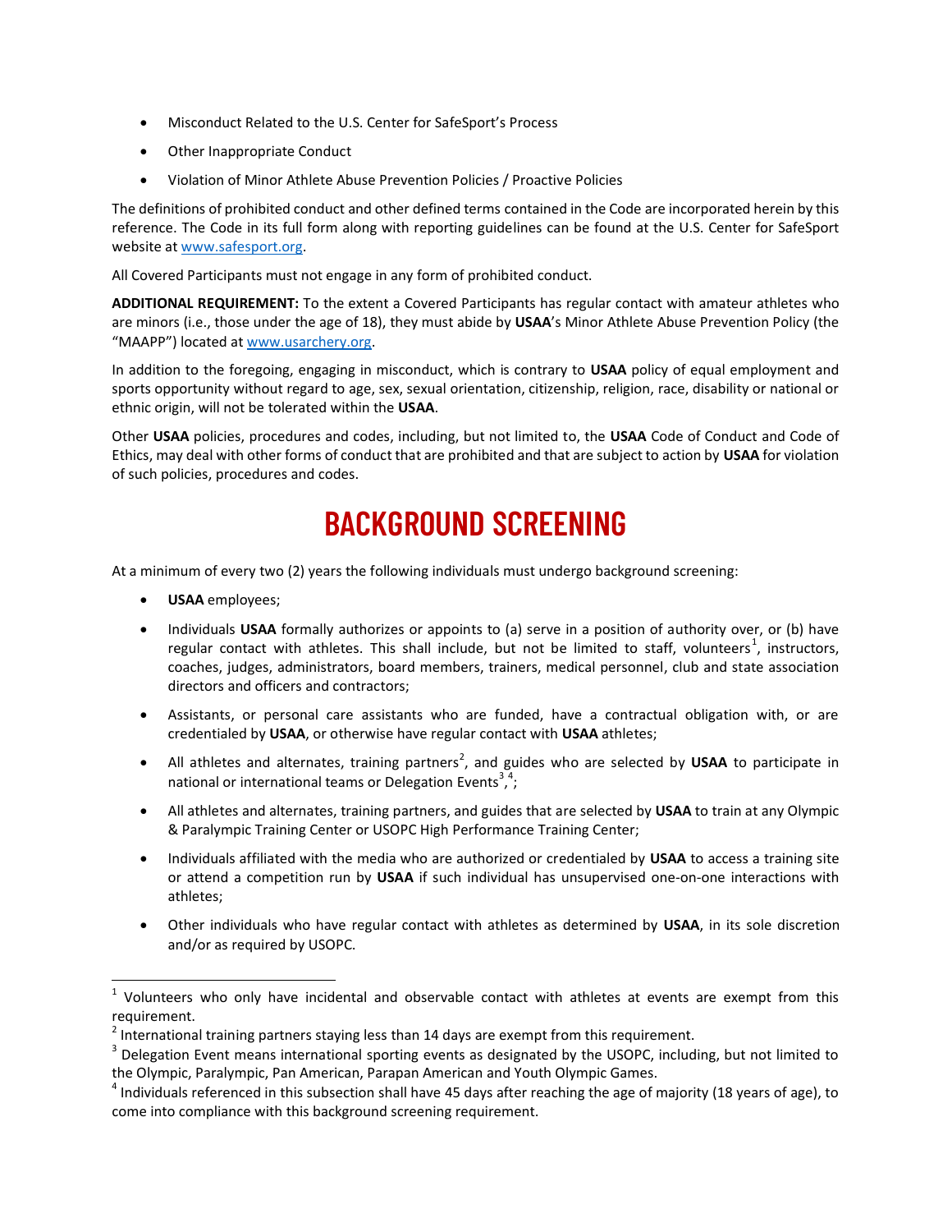- Misconduct Related to the U.S. Center for SafeSport's Process
- Other Inappropriate Conduct
- Violation of Minor Athlete Abuse Prevention Policies / Proactive Policies

The definitions of prohibited conduct and other defined terms contained in the Code are incorporated herein by this reference. The Code in its full form along with reporting guidelines can be found at the U.S. Center for SafeSport website at www.safesport.org.

All Covered Participants must not engage in any form of prohibited conduct.

**ADDITIONAL REQUIREMENT:** To the extent a Covered Participants has regular contact with amateur athletes who are minors (i.e., those under the age of 18), they must abide by **USAA**'s Minor Athlete Abuse Prevention Policy (the "MAAPP") located at www.usarchery.org.

In addition to the foregoing, engaging in misconduct, which is contrary to **USAA** policy of equal employment and sports opportunity without regard to age, sex, sexual orientation, citizenship, religion, race, disability or national or ethnic origin, will not be tolerated within the **USAA**.

Other **USAA** policies, procedures and codes, including, but not limited to, the **USAA** Code of Conduct and Code of Ethics, may deal with other forms of conduct that are prohibited and that are subject to action by **USAA** for violation of such policies, procedures and codes.

# BACKGROUND SCREENING

At a minimum of every two (2) years the following individuals must undergo background screening:

- **USAA** employees;
- Individuals **USAA** formally authorizes or appoints to (a) serve in a position of authority over, or (b) have regular contact with athletes. This shall include, but not be limited to staff, volunteers[1], instructors, coaches, judges, administrators, board members, trainers, medical personnel, club and state association directors and officers and contractors;
- Assistants, or personal care assistants who are funded, have a contractual obligation with, or are credentialed by **USAA**, or otherwise have regular contact with **USAA** athletes;
- All athletes and alternates, training partners[2], and guides who are selected by **USAA** to participate in national or international teams or Delegation Events[3],[4];
- All athletes and alternates, training partners, and guides that are selected by **USAA** to train at any Olympic & Paralympic Training Center or USOPC High Performance Training Center;
- Individuals affiliated with the media who are authorized or credentialed by **USAA** to access a training site or attend a competition run by **USAA** if such individual has unsupervised one-on-one interactions with athletes;
- Other individuals who have regular contact with athletes as determined by **USAA**, in its sole discretion and/or as required by USOPC.

---

[1] Volunteers who only have incidental and observable contact with athletes at events are exempt from this requirement.

[2] International training partners staying less than 14 days are exempt from this requirement.

[3] Delegation Event means international sporting events as designated by the USOPC, including, but not limited to the Olympic, Paralympic, Pan American, Parapan American and Youth Olympic Games.

[4] Individuals referenced in this subsection shall have 45 days after reaching the age of majority (18 years of age), to come into compliance with this background screening requirement.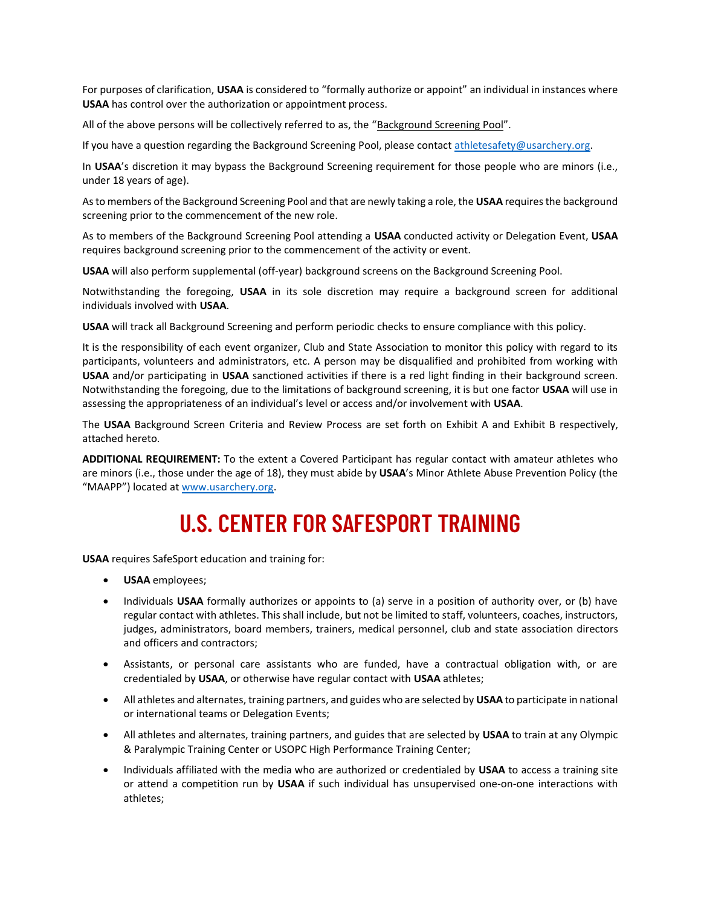For purposes of clarification, **USAA** is considered to "formally authorize or appoint" an individual in instances where **USAA** has control over the authorization or appointment process.

All of the above persons will be collectively referred to as, the "Background Screening Pool".

If you have a question regarding the Background Screening Pool, please contact [athletesafety@usarchery.org](mailto:athletesafety@usarchery.org).

In **USAA**'s discretion it may bypass the Background Screening requirement for those people who are minors (i.e., under 18 years of age).

As to members of the Background Screening Pool and that are newly taking a role, the **USAA** requires the background screening prior to the commencement of the new role.

As to members of the Background Screening Pool attending a **USAA** conducted activity or Delegation Event, **USAA** requires background screening prior to the commencement of the activity or event.

**USAA** will also perform supplemental (off-year) background screens on the Background Screening Pool.

Notwithstanding the foregoing, **USAA** in its sole discretion may require a background screen for additional individuals involved with **USAA**.

**USAA** will track all Background Screening and perform periodic checks to ensure compliance with this policy.

It is the responsibility of each event organizer, Club and State Association to monitor this policy with regard to its participants, volunteers and administrators, etc. A person may be disqualified and prohibited from working with **USAA** and/or participating in **USAA** sanctioned activities if there is a red light finding in their background screen. Notwithstanding the foregoing, due to the limitations of background screening, it is but one factor **USAA** will use in assessing the appropriateness of an individual's level or access and/or involvement with **USAA**.

The **USAA** Background Screen Criteria and Review Process are set forth on Exhibit A and Exhibit B respectively, attached hereto.

**ADDITIONAL REQUIREMENT:** To the extent a Covered Participant has regular contact with amateur athletes who are minors (i.e., those under the age of 18), they must abide by **USAA**'s Minor Athlete Abuse Prevention Policy (the "MAAPP") located at [www.usarchery.org](http://www.usarchery.org).

# U.S. CENTER FOR SAFESPORT TRAINING

**USAA** requires SafeSport education and training for:

- **USAA** employees;
- Individuals **USAA** formally authorizes or appoints to (a) serve in a position of authority over, or (b) have regular contact with athletes. This shall include, but not be limited to staff, volunteers, coaches, instructors, judges, administrators, board members, trainers, medical personnel, club and state association directors and officers and contractors;
- Assistants, or personal care assistants who are funded, have a contractual obligation with, or are credentialed by **USAA**, or otherwise have regular contact with **USAA** athletes;
- All athletes and alternates, training partners, and guides who are selected by **USAA** to participate in national or international teams or Delegation Events;
- All athletes and alternates, training partners, and guides that are selected by **USAA** to train at any Olympic & Paralympic Training Center or USOPC High Performance Training Center;
- Individuals affiliated with the media who are authorized or credentialed by **USAA** to access a training site or attend a competition run by **USAA** if such individual has unsupervised one-on-one interactions with athletes;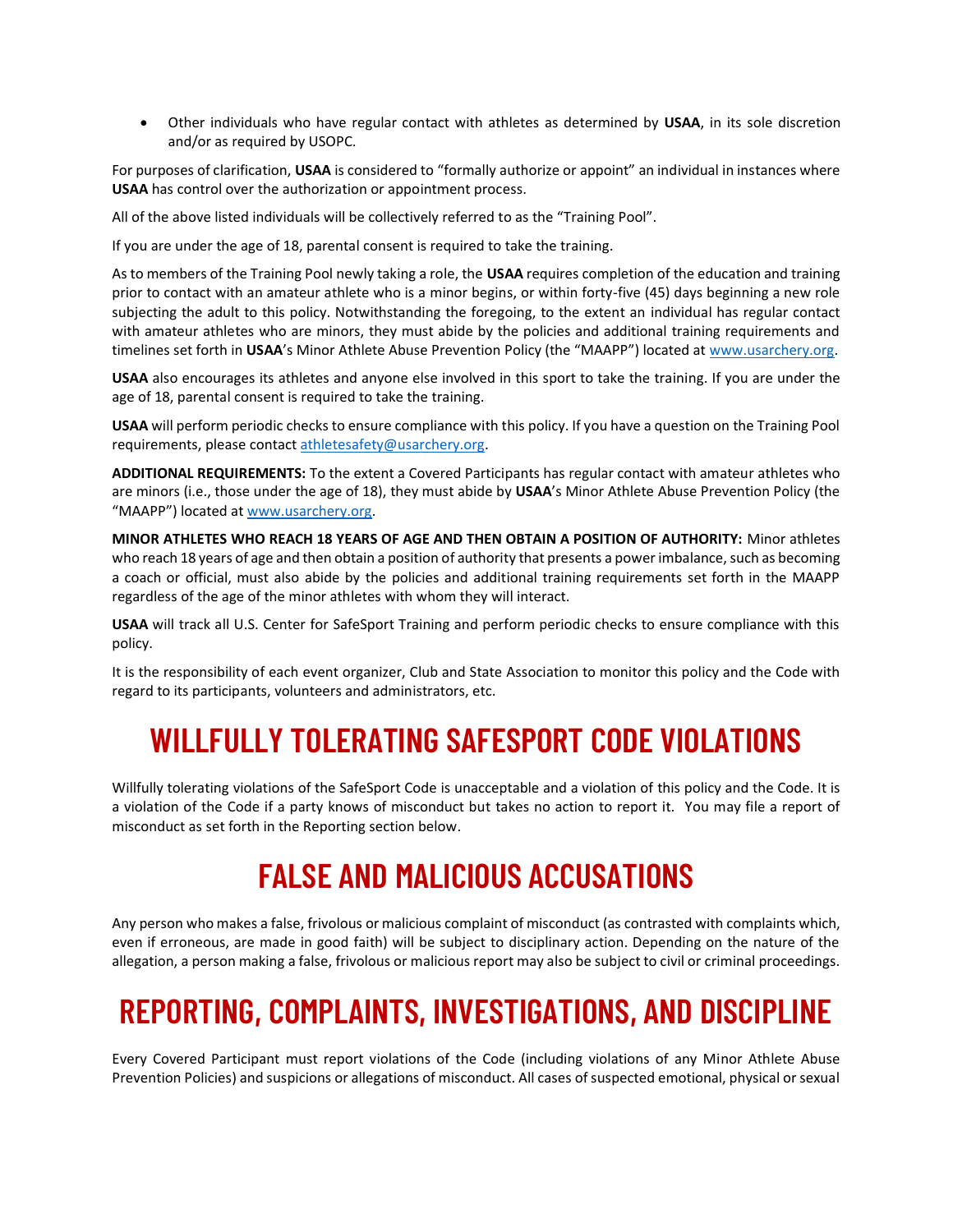- Other individuals who have regular contact with athletes as determined by **USAA**, in its sole discretion and/or as required by USOPC.

For purposes of clarification, **USAA** is considered to "formally authorize or appoint" an individual in instances where **USAA** has control over the authorization or appointment process.

All of the above listed individuals will be collectively referred to as the "Training Pool".

If you are under the age of 18, parental consent is required to take the training.

As to members of the Training Pool newly taking a role, the **USAA** requires completion of the education and training prior to contact with an amateur athlete who is a minor begins, or within forty-five (45) days beginning a new role subjecting the adult to this policy. Notwithstanding the foregoing, to the extent an individual has regular contact with amateur athletes who are minors, they must abide by the policies and additional training requirements and timelines set forth in **USAA**'s Minor Athlete Abuse Prevention Policy (the "MAAPP") located at www.usarchery.org.

**USAA** also encourages its athletes and anyone else involved in this sport to take the training. If you are under the age of 18, parental consent is required to take the training.

**USAA** will perform periodic checks to ensure compliance with this policy. If you have a question on the Training Pool requirements, please contact athletesafety@usarchery.org.

**ADDITIONAL REQUIREMENTS:** To the extent a Covered Participants has regular contact with amateur athletes who are minors (i.e., those under the age of 18), they must abide by **USAA**'s Minor Athlete Abuse Prevention Policy (the "MAAPP") located at www.usarchery.org.

**MINOR ATHLETES WHO REACH 18 YEARS OF AGE AND THEN OBTAIN A POSITION OF AUTHORITY:** Minor athletes who reach 18 years of age and then obtain a position of authority that presents a power imbalance, such as becoming a coach or official, must also abide by the policies and additional training requirements set forth in the MAAPP regardless of the age of the minor athletes with whom they will interact.

**USAA** will track all U.S. Center for SafeSport Training and perform periodic checks to ensure compliance with this policy.

It is the responsibility of each event organizer, Club and State Association to monitor this policy and the Code with regard to its participants, volunteers and administrators, etc.

# WILLFULLY TOLERATING SAFESPORT CODE VIOLATIONS

Willfully tolerating violations of the SafeSport Code is unacceptable and a violation of this policy and the Code. It is a violation of the Code if a party knows of misconduct but takes no action to report it. You may file a report of misconduct as set forth in the Reporting section below.

# FALSE AND MALICIOUS ACCUSATIONS

Any person who makes a false, frivolous or malicious complaint of misconduct (as contrasted with complaints which, even if erroneous, are made in good faith) will be subject to disciplinary action. Depending on the nature of the allegation, a person making a false, frivolous or malicious report may also be subject to civil or criminal proceedings.

# REPORTING, COMPLAINTS, INVESTIGATIONS, AND DISCIPLINE

Every Covered Participant must report violations of the Code (including violations of any Minor Athlete Abuse Prevention Policies) and suspicions or allegations of misconduct. All cases of suspected emotional, physical or sexual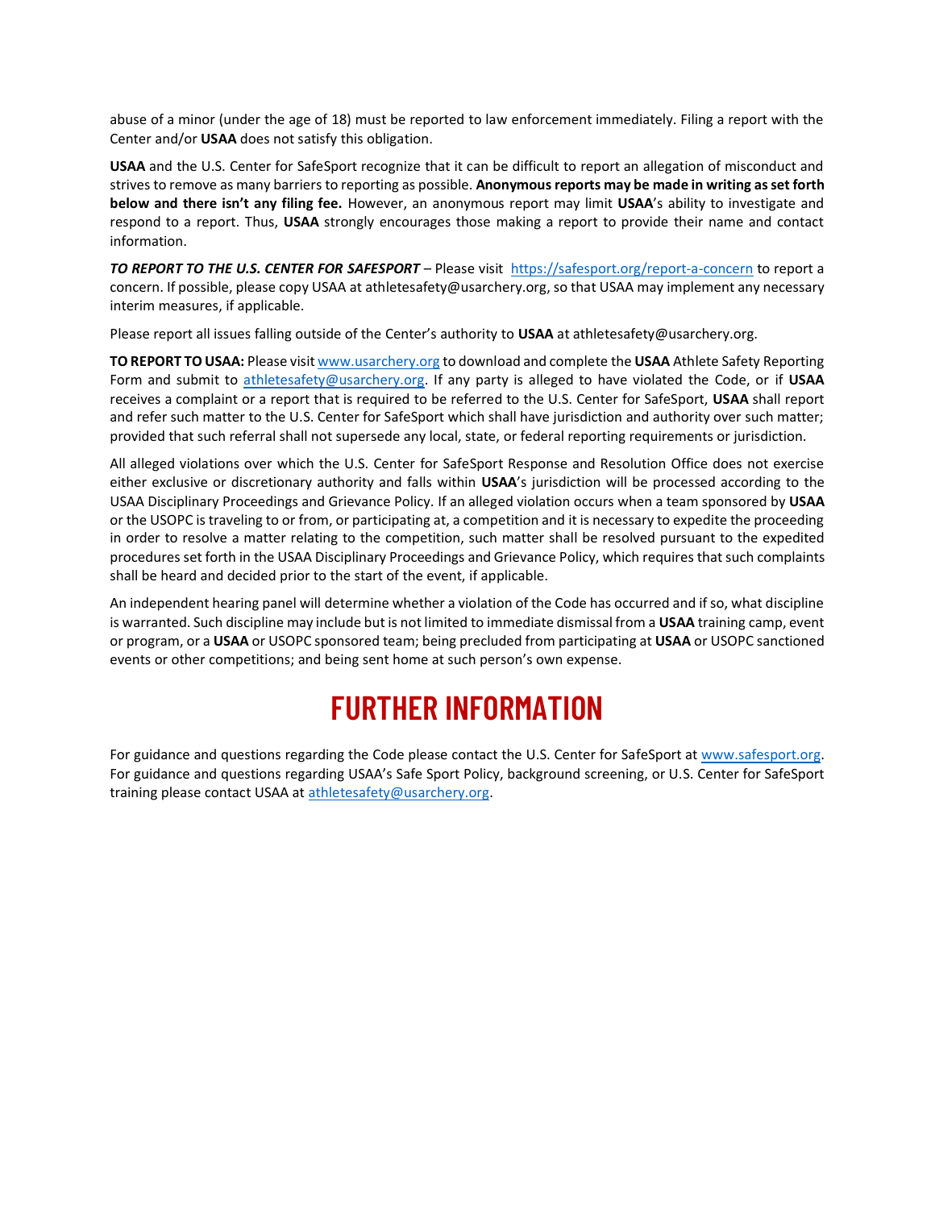abuse of a minor (under the age of 18) must be reported to law enforcement immediately. Filing a report with the Center and/or **USAA** does not satisfy this obligation.

**USAA** and the U.S. Center for SafeSport recognize that it can be difficult to report an allegation of misconduct and strives to remove as many barriers to reporting as possible. **Anonymous reports may be made in writing as set forth below and there isn't any filing fee.** However, an anonymous report may limit **USAA**'s ability to investigate and respond to a report. Thus, **USAA** strongly encourages those making a report to provide their name and contact information.

***TO REPORT TO THE U.S. CENTER FOR SAFESPORT*** – Please visit https://safesport.org/report-a-concern to report a concern. If possible, please copy USAA at athletesafety@usarchery.org, so that USAA may implement any necessary interim measures, if applicable.

Please report all issues falling outside of the Center's authority to **USAA** at athletesafety@usarchery.org.

**TO REPORT TO USAA:** Please visit www.usarchery.org to download and complete the **USAA** Athlete Safety Reporting Form and submit to athletesafety@usarchery.org. If any party is alleged to have violated the Code, or if **USAA** receives a complaint or a report that is required to be referred to the U.S. Center for SafeSport, **USAA** shall report and refer such matter to the U.S. Center for SafeSport which shall have jurisdiction and authority over such matter; provided that such referral shall not supersede any local, state, or federal reporting requirements or jurisdiction.

All alleged violations over which the U.S. Center for SafeSport Response and Resolution Office does not exercise either exclusive or discretionary authority and falls within **USAA**'s jurisdiction will be processed according to the USAA Disciplinary Proceedings and Grievance Policy. If an alleged violation occurs when a team sponsored by **USAA** or the USOPC is traveling to or from, or participating at, a competition and it is necessary to expedite the proceeding in order to resolve a matter relating to the competition, such matter shall be resolved pursuant to the expedited procedures set forth in the USAA Disciplinary Proceedings and Grievance Policy, which requires that such complaints shall be heard and decided prior to the start of the event, if applicable.

An independent hearing panel will determine whether a violation of the Code has occurred and if so, what discipline is warranted. Such discipline may include but is not limited to immediate dismissal from a **USAA** training camp, event or program, or a **USAA** or USOPC sponsored team; being precluded from participating at **USAA** or USOPC sanctioned events or other competitions; and being sent home at such person's own expense.

# FURTHER INFORMATION

For guidance and questions regarding the Code please contact the U.S. Center for SafeSport at www.safesport.org. For guidance and questions regarding USAA's Safe Sport Policy, background screening, or U.S. Center for SafeSport training please contact USAA at athletesafety@usarchery.org.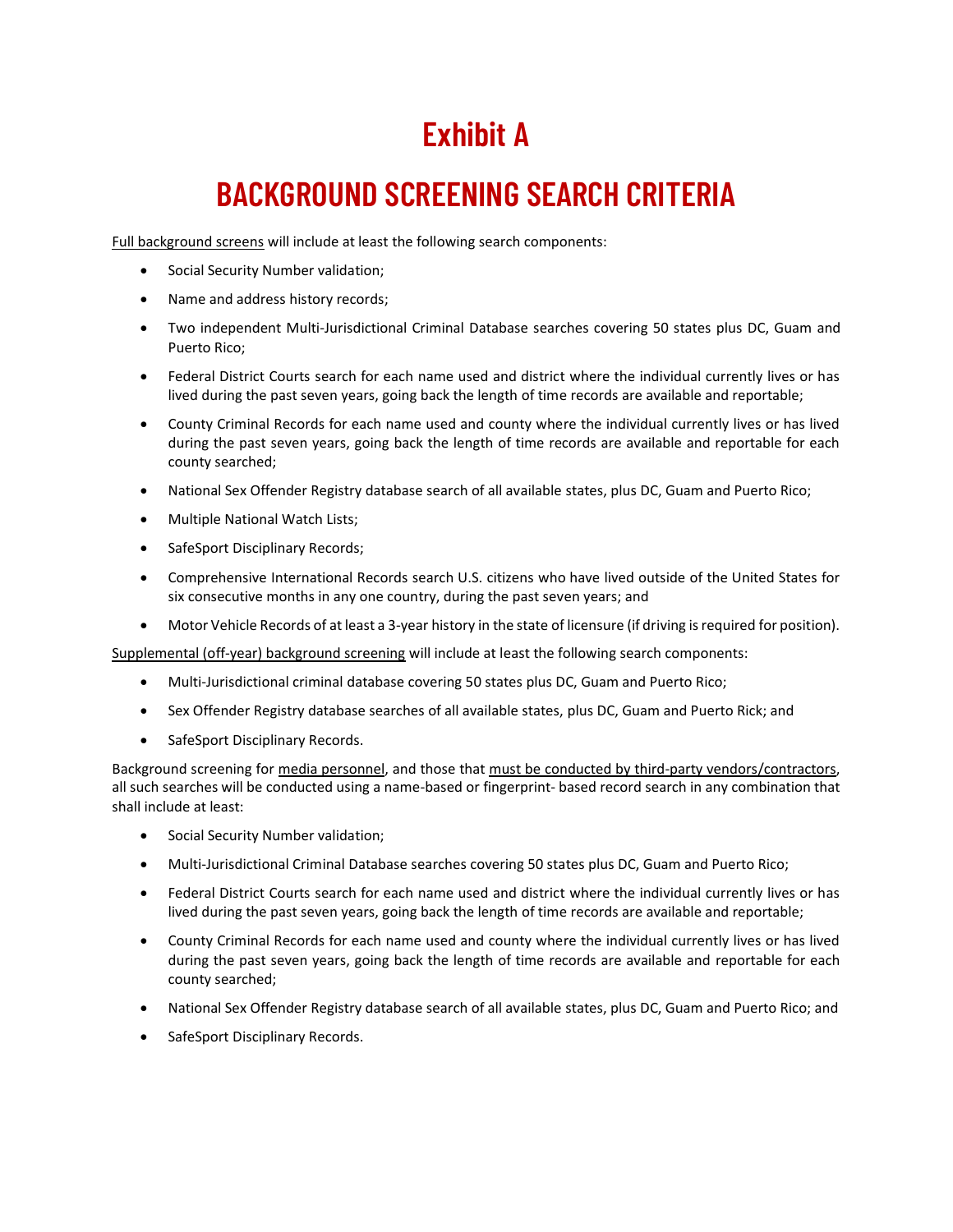# Exhibit A

# BACKGROUND SCREENING SEARCH CRITERIA

Full background screens will include at least the following search components:

- Social Security Number validation;
- Name and address history records;
- Two independent Multi-Jurisdictional Criminal Database searches covering 50 states plus DC, Guam and Puerto Rico;
- Federal District Courts search for each name used and district where the individual currently lives or has lived during the past seven years, going back the length of time records are available and reportable;
- County Criminal Records for each name used and county where the individual currently lives or has lived during the past seven years, going back the length of time records are available and reportable for each county searched;
- National Sex Offender Registry database search of all available states, plus DC, Guam and Puerto Rico;
- Multiple National Watch Lists;
- SafeSport Disciplinary Records;
- Comprehensive International Records search U.S. citizens who have lived outside of the United States for six consecutive months in any one country, during the past seven years; and
- Motor Vehicle Records of at least a 3-year history in the state of licensure (if driving is required for position).

Supplemental (off-year) background screening will include at least the following search components:

- Multi-Jurisdictional criminal database covering 50 states plus DC, Guam and Puerto Rico;
- Sex Offender Registry database searches of all available states, plus DC, Guam and Puerto Rick; and
- SafeSport Disciplinary Records.

Background screening for media personnel, and those that must be conducted by third-party vendors/contractors, all such searches will be conducted using a name-based or fingerprint- based record search in any combination that shall include at least:

- Social Security Number validation;
- Multi-Jurisdictional Criminal Database searches covering 50 states plus DC, Guam and Puerto Rico;
- Federal District Courts search for each name used and district where the individual currently lives or has lived during the past seven years, going back the length of time records are available and reportable;
- County Criminal Records for each name used and county where the individual currently lives or has lived during the past seven years, going back the length of time records are available and reportable for each county searched;
- National Sex Offender Registry database search of all available states, plus DC, Guam and Puerto Rico; and
- SafeSport Disciplinary Records.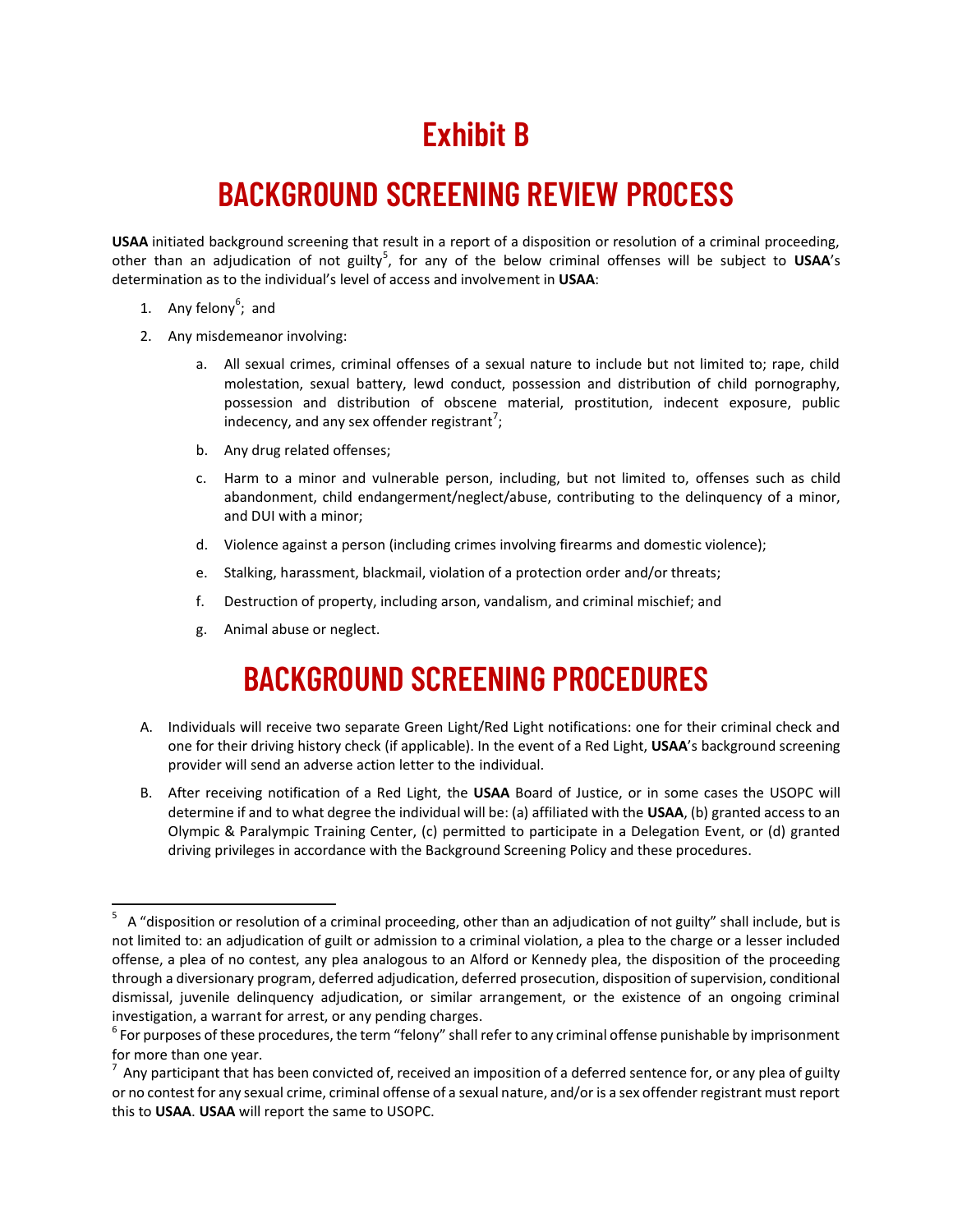# Exhibit B

## BACKGROUND SCREENING REVIEW PROCESS

**USAA** initiated background screening that result in a report of a disposition or resolution of a criminal proceeding, other than an adjudication of not guilty[5], for any of the below criminal offenses will be subject to **USAA**'s determination as to the individual's level of access and involvement in **USAA**:

1. Any felony[6]; and
2. Any misdemeanor involving:
   a. All sexual crimes, criminal offenses of a sexual nature to include but not limited to; rape, child molestation, sexual battery, lewd conduct, possession and distribution of child pornography, possession and distribution of obscene material, prostitution, indecent exposure, public indecency, and any sex offender registrant[7];
   b. Any drug related offenses;
   c. Harm to a minor and vulnerable person, including, but not limited to, offenses such as child abandonment, child endangerment/neglect/abuse, contributing to the delinquency of a minor, and DUI with a minor;
   d. Violence against a person (including crimes involving firearms and domestic violence);
   e. Stalking, harassment, blackmail, violation of a protection order and/or threats;
   f. Destruction of property, including arson, vandalism, and criminal mischief; and
   g. Animal abuse or neglect.

## BACKGROUND SCREENING PROCEDURES

A. Individuals will receive two separate Green Light/Red Light notifications: one for their criminal check and one for their driving history check (if applicable). In the event of a Red Light, **USAA**'s background screening provider will send an adverse action letter to the individual.

B. After receiving notification of a Red Light, the **USAA** Board of Justice, or in some cases the USOPC will determine if and to what degree the individual will be: (a) affiliated with the **USAA**, (b) granted access to an Olympic & Paralympic Training Center, (c) permitted to participate in a Delegation Event, or (d) granted driving privileges in accordance with the Background Screening Policy and these procedures.

---

[5] A "disposition or resolution of a criminal proceeding, other than an adjudication of not guilty" shall include, but is not limited to: an adjudication of guilt or admission to a criminal violation, a plea to the charge or a lesser included offense, a plea of no contest, any plea analogous to an Alford or Kennedy plea, the disposition of the proceeding through a diversionary program, deferred adjudication, deferred prosecution, disposition of supervision, conditional dismissal, juvenile delinquency adjudication, or similar arrangement, or the existence of an ongoing criminal investigation, a warrant for arrest, or any pending charges.

[6] For purposes of these procedures, the term "felony" shall refer to any criminal offense punishable by imprisonment for more than one year.

[7] Any participant that has been convicted of, received an imposition of a deferred sentence for, or any plea of guilty or no contest for any sexual crime, criminal offense of a sexual nature, and/or is a sex offender registrant must report this to **USAA**. **USAA** will report the same to USOPC.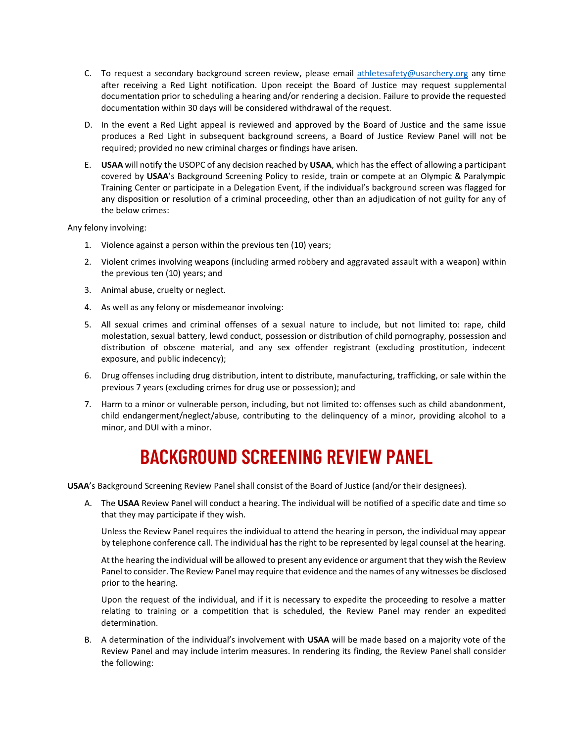C. To request a secondary background screen review, please email athletesafety@usarchery.org any time after receiving a Red Light notification. Upon receipt the Board of Justice may request supplemental documentation prior to scheduling a hearing and/or rendering a decision. Failure to provide the requested documentation within 30 days will be considered withdrawal of the request.

D. In the event a Red Light appeal is reviewed and approved by the Board of Justice and the same issue produces a Red Light in subsequent background screens, a Board of Justice Review Panel will not be required; provided no new criminal charges or findings have arisen.

E. **USAA** will notify the USOPC of any decision reached by **USAA**, which has the effect of allowing a participant covered by **USAA**'s Background Screening Policy to reside, train or compete at an Olympic & Paralympic Training Center or participate in a Delegation Event, if the individual's background screen was flagged for any disposition or resolution of a criminal proceeding, other than an adjudication of not guilty for any of the below crimes:

Any felony involving:

1. Violence against a person within the previous ten (10) years;
2. Violent crimes involving weapons (including armed robbery and aggravated assault with a weapon) within the previous ten (10) years; and
3. Animal abuse, cruelty or neglect.
4. As well as any felony or misdemeanor involving:
5. All sexual crimes and criminal offenses of a sexual nature to include, but not limited to: rape, child molestation, sexual battery, lewd conduct, possession or distribution of child pornography, possession and distribution of obscene material, and any sex offender registrant (excluding prostitution, indecent exposure, and public indecency);
6. Drug offenses including drug distribution, intent to distribute, manufacturing, trafficking, or sale within the previous 7 years (excluding crimes for drug use or possession); and
7. Harm to a minor or vulnerable person, including, but not limited to: offenses such as child abandonment, child endangerment/neglect/abuse, contributing to the delinquency of a minor, providing alcohol to a minor, and DUI with a minor.

# BACKGROUND SCREENING REVIEW PANEL

**USAA**'s Background Screening Review Panel shall consist of the Board of Justice (and/or their designees).

A. The **USAA** Review Panel will conduct a hearing. The individual will be notified of a specific date and time so that they may participate if they wish.

   Unless the Review Panel requires the individual to attend the hearing in person, the individual may appear by telephone conference call. The individual has the right to be represented by legal counsel at the hearing.

   At the hearing the individual will be allowed to present any evidence or argument that they wish the Review Panel to consider. The Review Panel may require that evidence and the names of any witnesses be disclosed prior to the hearing.

   Upon the request of the individual, and if it is necessary to expedite the proceeding to resolve a matter relating to training or a competition that is scheduled, the Review Panel may render an expedited determination.

B. A determination of the individual's involvement with **USAA** will be made based on a majority vote of the Review Panel and may include interim measures. In rendering its finding, the Review Panel shall consider the following: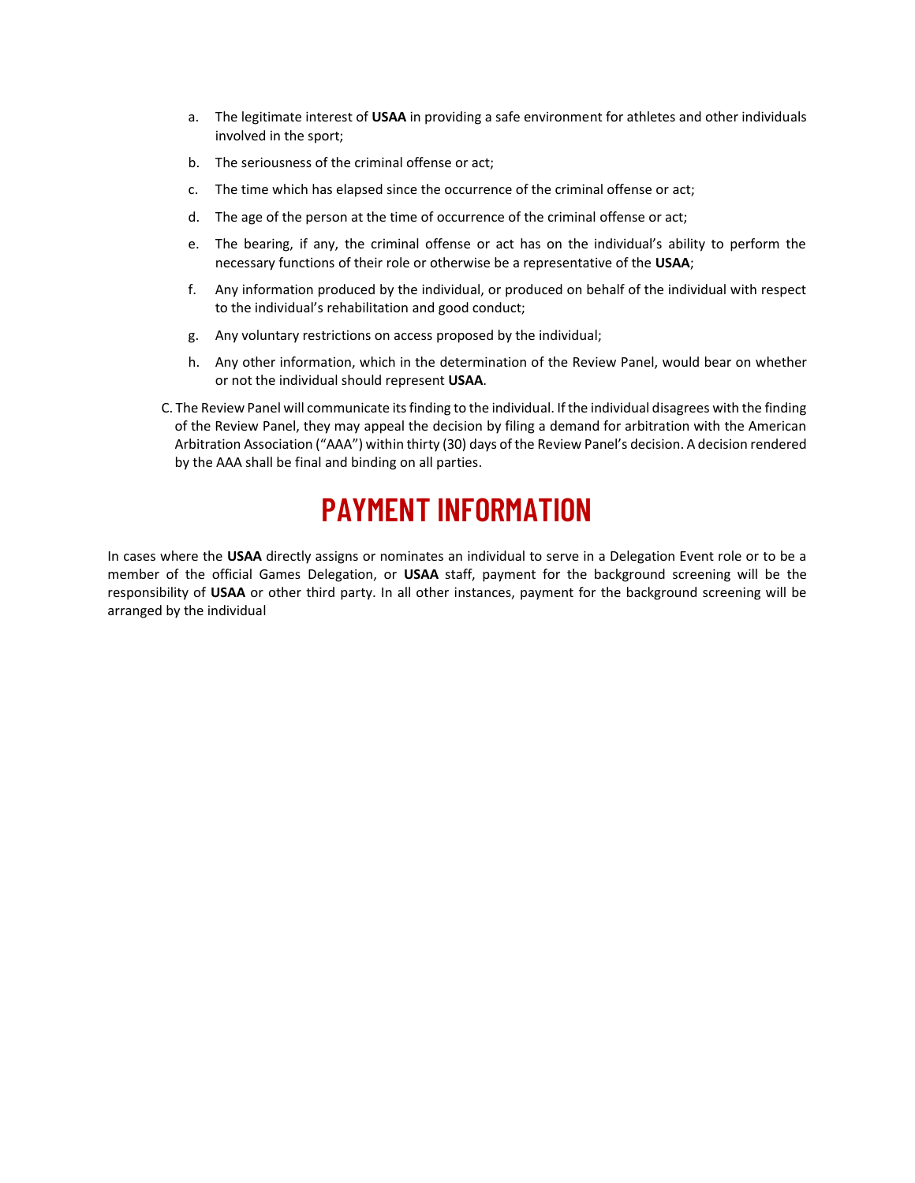a. The legitimate interest of **USAA** in providing a safe environment for athletes and other individuals involved in the sport;

b. The seriousness of the criminal offense or act;

c. The time which has elapsed since the occurrence of the criminal offense or act;

d. The age of the person at the time of occurrence of the criminal offense or act;

e. The bearing, if any, the criminal offense or act has on the individual's ability to perform the necessary functions of their role or otherwise be a representative of the **USAA**;

f. Any information produced by the individual, or produced on behalf of the individual with respect to the individual's rehabilitation and good conduct;

g. Any voluntary restrictions on access proposed by the individual;

h. Any other information, which in the determination of the Review Panel, would bear on whether or not the individual should represent **USAA**.

C. The Review Panel will communicate its finding to the individual. If the individual disagrees with the finding of the Review Panel, they may appeal the decision by filing a demand for arbitration with the American Arbitration Association ("AAA") within thirty (30) days of the Review Panel's decision. A decision rendered by the AAA shall be final and binding on all parties.

# PAYMENT INFORMATION

In cases where the **USAA** directly assigns or nominates an individual to serve in a Delegation Event role or to be a member of the official Games Delegation, or **USAA** staff, payment for the background screening will be the responsibility of **USAA** or other third party. In all other instances, payment for the background screening will be arranged by the individual